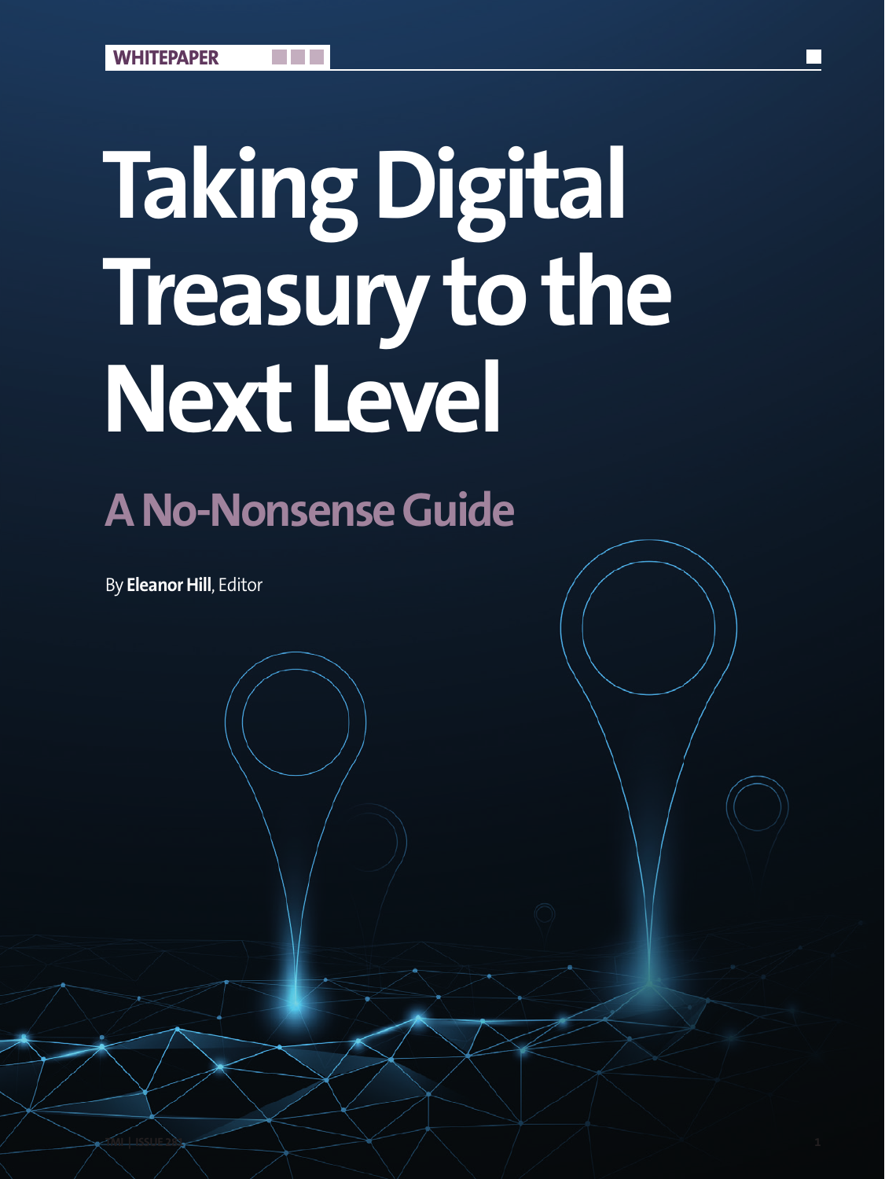WHITEPAPER

# Taking Digital Treasury to the Next Level

## A No-Nonsense Guide

By **Eleanor Hill**, Editor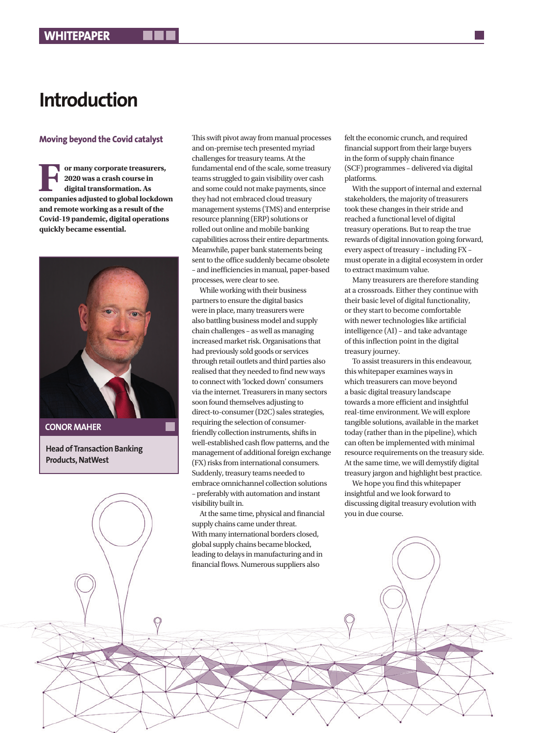# Introduction

### Moving beyond the Covid catalyst

**For many corporate treasurers, 2020 was a crash course in digital transformation. As companies adjusted to global lockdown and remote working as a result of the Covid-19 pandemic, digital operations quickly became essential.**

**CONOR MAHER**

**Head of Transaction Banking Products, NatWest**

This swift pivot away from manual processes and on-premise tech presented myriad challenges for treasury teams. At the fundamental end of the scale, some treasury teams struggled to gain visibility over cash and some could not make payments, since they had not embraced cloud treasury management systems (TMS) and enterprise resource planning (ERP) solutions or rolled out online and mobile banking capabilities across their entire departments. Meanwhile, paper bank statements being sent to the office suddenly became obsolete – and inefficiencies in manual, paper-based processes, were clear to see.

While working with their business partners to ensure the digital basics were in place, many treasurers were also battling business model and supply chain challenges – as well as managing increased market risk. Organisations that had previously sold goods or services through retail outlets and third parties also realised that they needed to find new ways to connect with 'locked down' consumers via the internet. Treasurers in many sectors soon found themselves adjusting to direct-to-consumer (D2C) sales strategies, requiring the selection of consumer-friendly collection instruments, shifts in well-established cash flow patterns, and the management of additional foreign exchange (FX) risks from international consumers. Suddenly, treasury teams needed to embrace omnichannel collection solutions – preferably with automation and instant visibility built in.

At the same time, physical and financial supply chains came under threat. With many international borders closed, global supply chains became blocked, leading to delays in manufacturing and in financial flows. Numerous suppliers also felt the economic crunch, and required financial support from their large buyers in the form of supply chain finance (SCF) programmes – delivered via digital platforms.

With the support of internal and external stakeholders, the majority of treasurers took these changes in their stride and reached a functional level of digital treasury operations. But to reap the true rewards of digital innovation going forward, every aspect of treasury – including FX – must operate in a digital ecosystem in order to extract maximum value.

Many treasurers are therefore standing at a crossroads. Either they continue with their basic level of digital functionality, or they start to become comfortable with newer technologies like artificial intelligence (AI) – and take advantage of this inflection point in the digital treasury journey.

To assist treasurers in this endeavour, this whitepaper examines ways in which treasurers can move beyond a basic digital treasury landscape towards a more efficient and insightful real-time environment. We will explore tangible solutions, available in the market today (rather than in the pipeline), which can often be implemented with minimal resource requirements on the treasury side. At the same time, we will demystify digital treasury jargon and highlight best practice.

We hope you find this whitepaper insightful and we look forward to discussing digital treasury evolution with you in due course.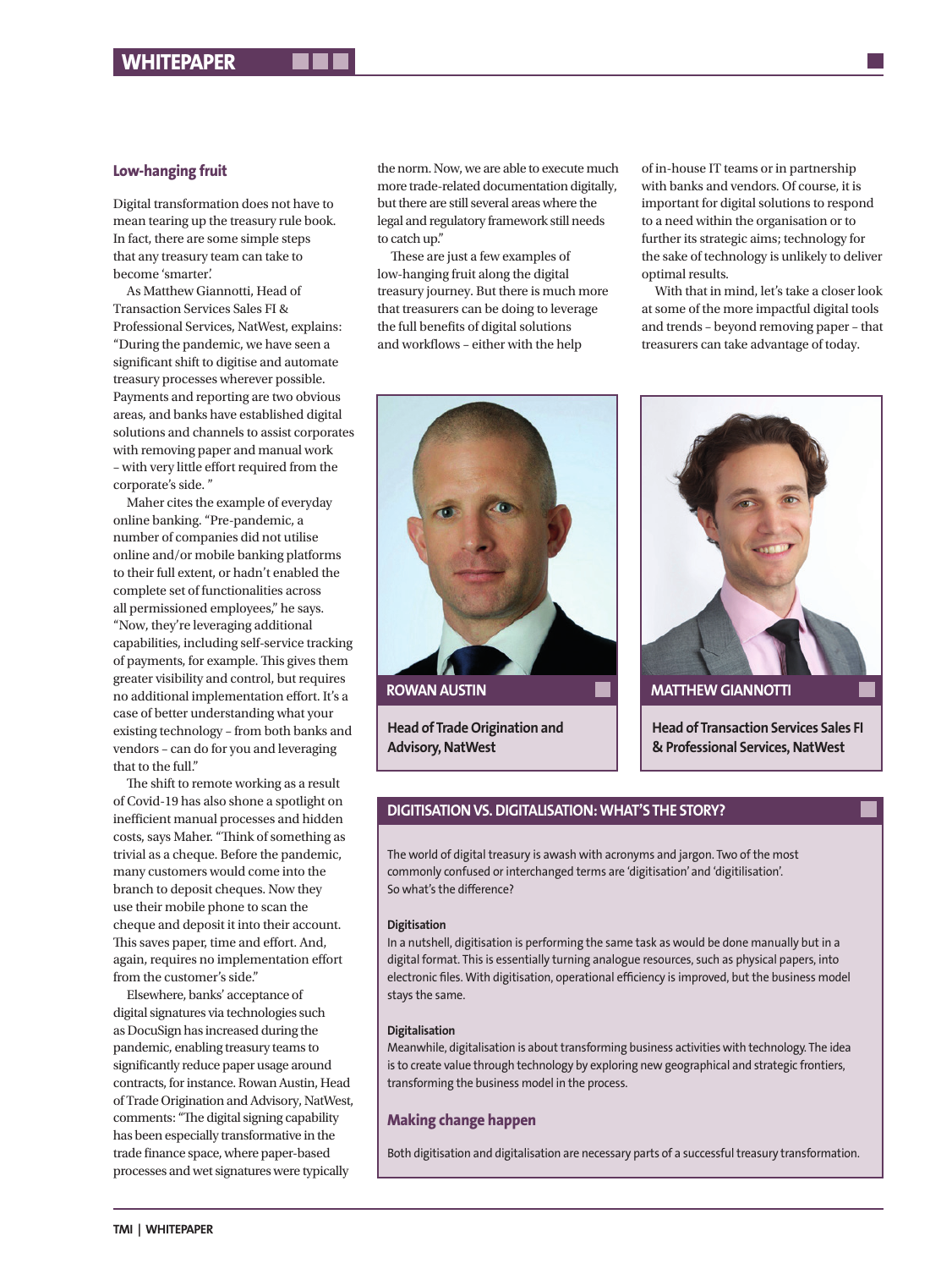## Low-hanging fruit

Digital transformation does not have to mean tearing up the treasury rule book. In fact, there are some simple steps that any treasury team can take to become 'smarter.'

As Matthew Giannotti, Head of Transaction Services Sales FI & Professional Services, NatWest, explains: "During the pandemic, we have seen a significant shift to digitise and automate treasury processes wherever possible. Payments and reporting are two obvious areas, and banks have established digital solutions and channels to assist corporates with removing paper and manual work – with very little effort required from the corporate's side. "

Maher cites the example of everyday online banking. "Pre-pandemic, a number of companies did not utilise online and/or mobile banking platforms to their full extent, or hadn't enabled the complete set of functionalities across all permissioned employees," he says. "Now, they're leveraging additional capabilities, including self-service tracking of payments, for example. This gives them greater visibility and control, but requires no additional implementation effort. It's a case of better understanding what your existing technology – from both banks and vendors – can do for you and leveraging that to the full."

The shift to remote working as a result of Covid-19 has also shone a spotlight on inefficient manual processes and hidden costs, says Maher. "Think of something as trivial as a cheque. Before the pandemic, many customers would come into the branch to deposit cheques. Now they use their mobile phone to scan the cheque and deposit it into their account. This saves paper, time and effort. And, again, requires no implementation effort from the customer's side."

Elsewhere, banks' acceptance of digital signatures via technologies such as DocuSign has increased during the pandemic, enabling treasury teams to significantly reduce paper usage around contracts, for instance. Rowan Austin, Head of Trade Origination and Advisory, NatWest, comments: "The digital signing capability has been especially transformative in the trade finance space, where paper-based processes and wet signatures were typically the norm. Now, we are able to execute much more trade-related documentation digitally, but there are still several areas where the legal and regulatory framework still needs to catch up."

These are just a few examples of low-hanging fruit along the digital treasury journey. But there is much more that treasurers can be doing to leverage the full benefits of digital solutions and workflows – either with the help of in-house IT teams or in partnership with banks and vendors. Of course, it is important for digital solutions to respond to a need within the organisation or to further its strategic aims; technology for the sake of technology is unlikely to deliver optimal results.

With that in mind, let's take a closer look at some of the more impactful digital tools and trends – beyond removing paper – that treasurers can take advantage of today.

**ROWAN AUSTIN**

**Head of Trade Origination and Advisory, NatWest**

**MATTHEW GIANNOTTI**

**Head of Transaction Services Sales FI & Professional Services, NatWest**

### DIGITISATION VS. DIGITALISATION: WHAT'S THE STORY?

The world of digital treasury is awash with acronyms and jargon. Two of the most commonly confused or interchanged terms are 'digitisation' and 'digitilisation'. So what's the difference?

**Digitisation**

In a nutshell, digitisation is performing the same task as would be done manually but in a digital format. This is essentially turning analogue resources, such as physical papers, into electronic files. With digitisation, operational efficiency is improved, but the business model stays the same.

**Digitalisation**

Meanwhile, digitalisation is about transforming business activities with technology. The idea is to create value through technology by exploring new geographical and strategic frontiers, transforming the business model in the process.

#### Making change happen

Both digitisation and digitalisation are necessary parts of a successful treasury transformation.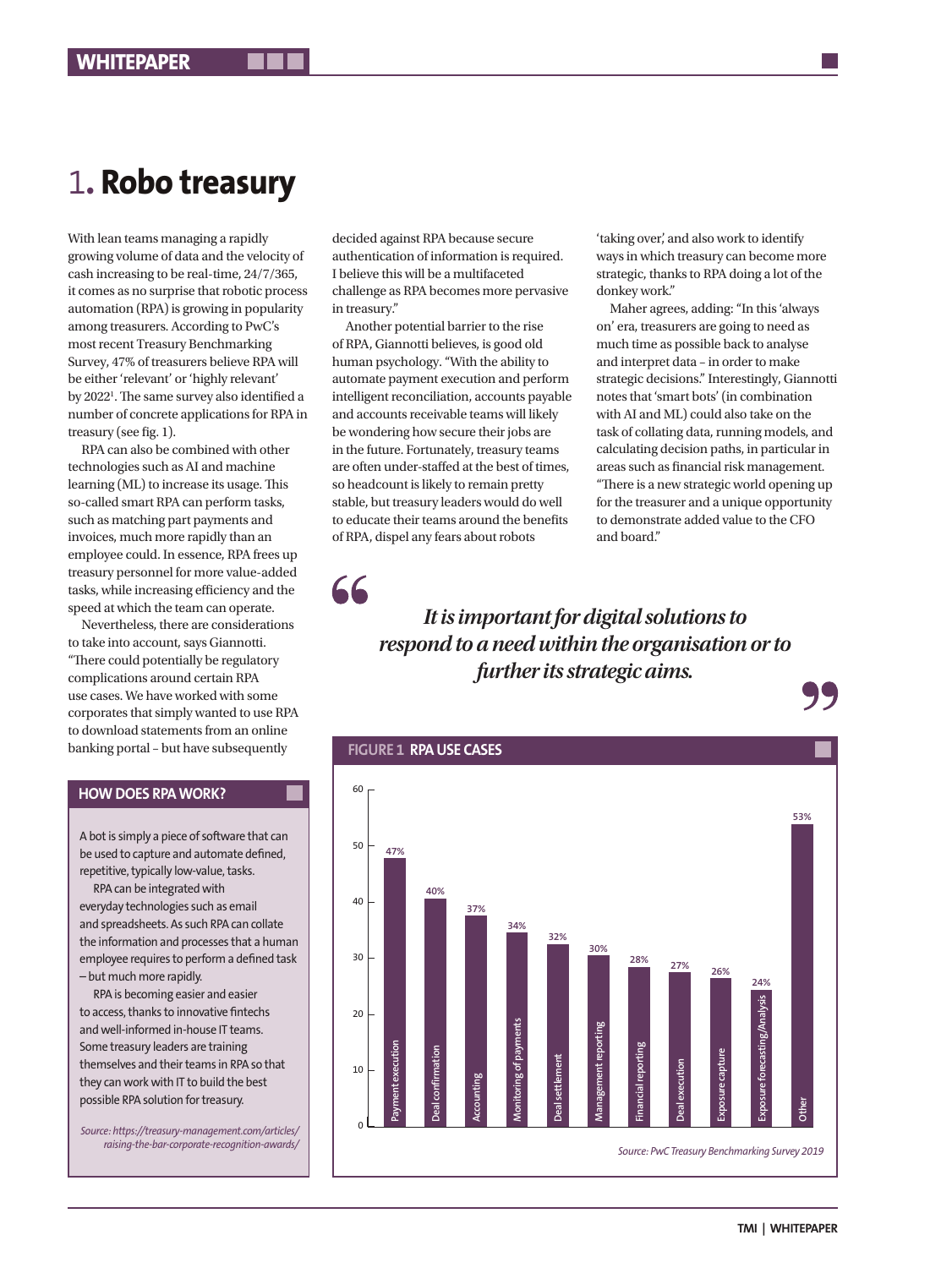# 1. Robo treasury

With lean teams managing a rapidly growing volume of data and the velocity of cash increasing to be real-time, 24/7/365, it comes as no surprise that robotic process automation (RPA) is growing in popularity among treasurers. According to PwC's most recent Treasury Benchmarking Survey, 47% of treasurers believe RPA will be either 'relevant' or 'highly relevant' by 2022[1]. The same survey also identified a number of concrete applications for RPA in treasury (see fig. 1).

RPA can also be combined with other technologies such as AI and machine learning (ML) to increase its usage. This so-called smart RPA can perform tasks, such as matching part payments and invoices, much more rapidly than an employee could. In essence, RPA frees up treasury personnel for more value-added tasks, while increasing efficiency and the speed at which the team can operate.

Nevertheless, there are considerations to take into account, says Giannotti. "There could potentially be regulatory complications around certain RPA use cases. We have worked with some corporates that simply wanted to use RPA to download statements from an online banking portal – but have subsequently decided against RPA because secure authentication of information is required. I believe this will be a multifaceted challenge as RPA becomes more pervasive in treasury."

Another potential barrier to the rise of RPA, Giannotti believes, is good old human psychology. "With the ability to automate payment execution and perform intelligent reconciliation, accounts payable and accounts receivable teams will likely be wondering how secure their jobs are in the future. Fortunately, treasury teams are often under-staffed at the best of times, so headcount is likely to remain pretty stable, but treasury leaders would do well to educate their teams around the benefits of RPA, dispel any fears about robots 'taking over,' and also work to identify ways in which treasury can become more strategic, thanks to RPA doing a lot of the donkey work."

Maher agrees, adding: "In this 'always on' era, treasurers are going to need as much time as possible back to analyse and interpret data – in order to make strategic decisions." Interestingly, Giannotti notes that 'smart bots' (in combination with AI and ML) could also take on the task of collating data, running models, and calculating decision paths, in particular in areas such as financial risk management. "There is a new strategic world opening up for the treasurer and a unique opportunity to demonstrate added value to the CFO and board."

> ***It is important for digital solutions to respond to a need within the organisation or to further its strategic aims.***

### HOW DOES RPA WORK?

A bot is simply a piece of software that can be used to capture and automate defined, repetitive, typically low-value, tasks.

RPA can be integrated with everyday technologies such as email and spreadsheets. As such RPA can collate the information and processes that a human employee requires to perform a defined task – but much more rapidly.

RPA is becoming easier and easier to access, thanks to innovative fintechs and well-informed in-house IT teams. Some treasury leaders are training themselves and their teams in RPA so that they can work with IT to build the best possible RPA solution for treasury.

*Source: https://treasury-management.com/articles/raising-the-bar-corporate-recognition-awards/*

### FIGURE 1 RPA USE CASES

| Use case | % |
|---|---|
| Payment execution | 47% |
| Deal confirmation | 40% |
| Accounting | 37% |
| Monitoring of payments | 34% |
| Deal settlement | 32% |
| Management reporting | 30% |
| Financial reporting | 28% |
| Deal execution | 27% |
| Exposure capture | 26% |
| Exposure forecasting/Analysis | 24% |
| Other | 53% |

*Source: PwC Treasury Benchmarking Survey 2019*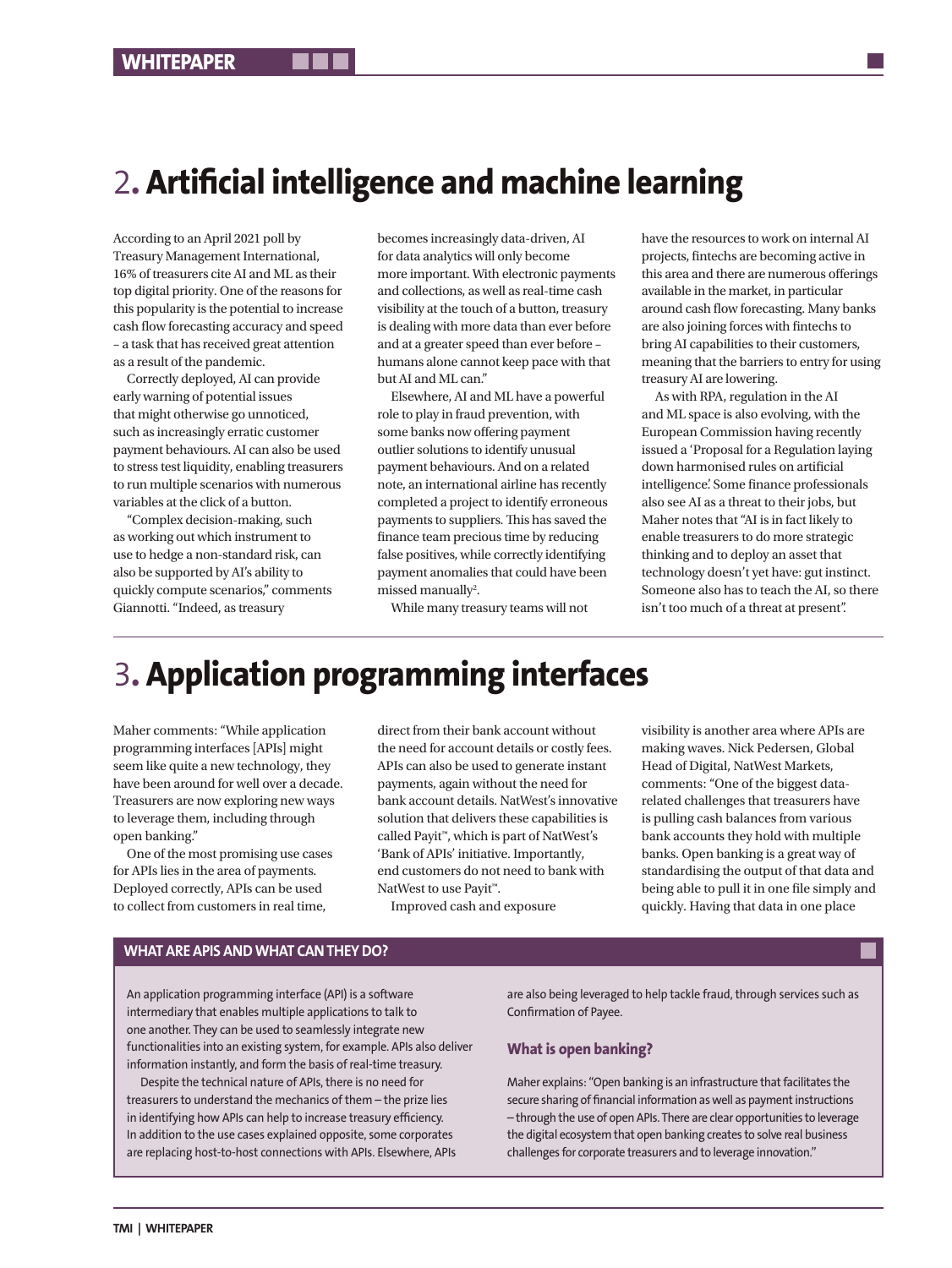## 2. Artificial intelligence and machine learning

According to an April 2021 poll by Treasury Management International, 16% of treasurers cite AI and ML as their top digital priority. One of the reasons for this popularity is the potential to increase cash flow forecasting accuracy and speed – a task that has received great attention as a result of the pandemic.

Correctly deployed, AI can provide early warning of potential issues that might otherwise go unnoticed, such as increasingly erratic customer payment behaviours. AI can also be used to stress test liquidity, enabling treasurers to run multiple scenarios with numerous variables at the click of a button.

"Complex decision-making, such as working out which instrument to use to hedge a non-standard risk, can also be supported by AI's ability to quickly compute scenarios," comments Giannotti. "Indeed, as treasury becomes increasingly data-driven, AI for data analytics will only become more important. With electronic payments and collections, as well as real-time cash visibility at the touch of a button, treasury is dealing with more data than ever before and at a greater speed than ever before – humans alone cannot keep pace with that but AI and ML can."

Elsewhere, AI and ML have a powerful role to play in fraud prevention, with some banks now offering payment outlier solutions to identify unusual payment behaviours. And on a related note, an international airline has recently completed a project to identify erroneous payments to suppliers. This has saved the finance team precious time by reducing false positives, while correctly identifying payment anomalies that could have been missed manually[2].

While many treasury teams will not have the resources to work on internal AI projects, fintechs are becoming active in this area and there are numerous offerings available in the market, in particular around cash flow forecasting. Many banks are also joining forces with fintechs to bring AI capabilities to their customers, meaning that the barriers to entry for using treasury AI are lowering.

As with RPA, regulation in the AI and ML space is also evolving, with the European Commission having recently issued a 'Proposal for a Regulation laying down harmonised rules on artificial intelligence'. Some finance professionals also see AI as a threat to their jobs, but Maher notes that "AI is in fact likely to enable treasurers to do more strategic thinking and to deploy an asset that technology doesn't yet have: gut instinct. Someone also has to teach the AI, so there isn't too much of a threat at present".

## 3. Application programming interfaces

Maher comments: "While application programming interfaces [APIs] might seem like quite a new technology, they have been around for well over a decade. Treasurers are now exploring new ways to leverage them, including through open banking."

One of the most promising use cases for APIs lies in the area of payments. Deployed correctly, APIs can be used to collect from customers in real time, direct from their bank account without the need for account details or costly fees. APIs can also be used to generate instant payments, again without the need for bank account details. NatWest's innovative solution that delivers these capabilities is called Payit™, which is part of NatWest's 'Bank of APIs' initiative. Importantly, end customers do not need to bank with NatWest to use Payit™.

Improved cash and exposure visibility is another area where APIs are making waves. Nick Pedersen, Global Head of Digital, NatWest Markets, comments: "One of the biggest data-related challenges that treasurers have is pulling cash balances from various bank accounts they hold with multiple banks. Open banking is a great way of standardising the output of that data and being able to pull it in one file simply and quickly. Having that data in one place

### WHAT ARE APIS AND WHAT CAN THEY DO?

An application programming interface (API) is a software intermediary that enables multiple applications to talk to one another. They can be used to seamlessly integrate new functionalities into an existing system, for example. APIs also deliver information instantly, and form the basis of real-time treasury.

Despite the technical nature of APIs, there is no need for treasurers to understand the mechanics of them – the prize lies in identifying how APIs can help to increase treasury efficiency. In addition to the use cases explained opposite, some corporates are replacing host-to-host connections with APIs. Elsewhere, APIs are also being leveraged to help tackle fraud, through services such as Confirmation of Payee.

#### What is open banking?

Maher explains: "Open banking is an infrastructure that facilitates the secure sharing of financial information as well as payment instructions – through the use of open APIs. There are clear opportunities to leverage the digital ecosystem that open banking creates to solve real business challenges for corporate treasurers and to leverage innovation."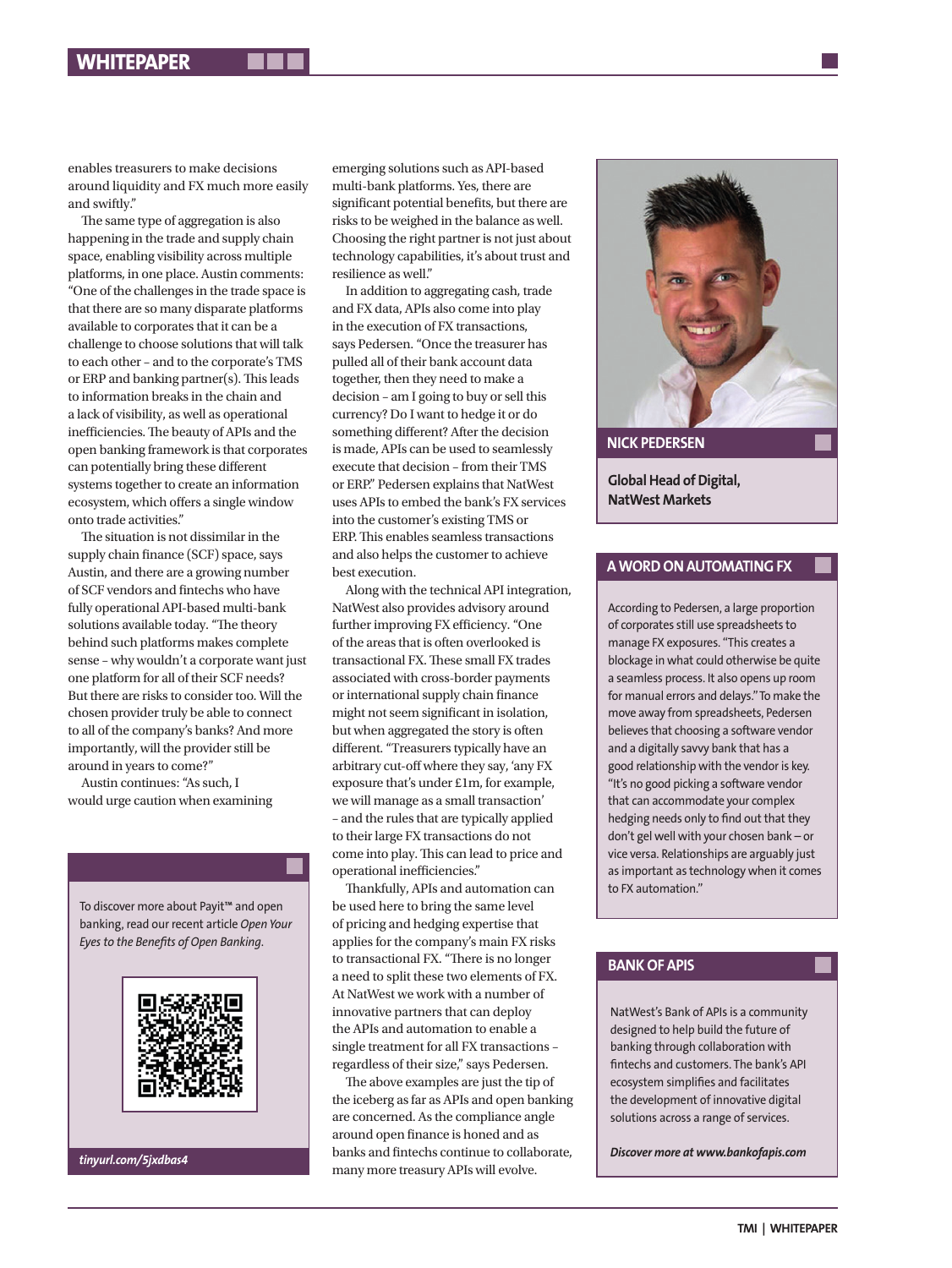enables treasurers to make decisions around liquidity and FX much more easily and swiftly."

The same type of aggregation is also happening in the trade and supply chain space, enabling visibility across multiple platforms, in one place. Austin comments: "One of the challenges in the trade space is that there are so many disparate platforms available to corporates that it can be a challenge to choose solutions that will talk to each other – and to the corporate's TMS or ERP and banking partner(s). This leads to information breaks in the chain and a lack of visibility, as well as operational inefficiencies. The beauty of APIs and the open banking framework is that corporates can potentially bring these different systems together to create an information ecosystem, which offers a single window onto trade activities."

The situation is not dissimilar in the supply chain finance (SCF) space, says Austin, and there are a growing number of SCF vendors and fintechs who have fully operational API-based multi-bank solutions available today. "The theory behind such platforms makes complete sense – why wouldn't a corporate want just one platform for all of their SCF needs? But there are risks to consider too. Will the chosen provider truly be able to connect to all of the company's banks? And more importantly, will the provider still be around in years to come?"

Austin continues: "As such, I would urge caution when examining emerging solutions such as API-based multi-bank platforms. Yes, there are significant potential benefits, but there are risks to be weighed in the balance as well. Choosing the right partner is not just about technology capabilities, it's about trust and resilience as well."

In addition to aggregating cash, trade and FX data, APIs also come into play in the execution of FX transactions, says Pedersen. "Once the treasurer has pulled all of their bank account data together, then they need to make a decision – am I going to buy or sell this currency? Do I want to hedge it or do something different? After the decision is made, APIs can be used to seamlessly execute that decision – from their TMS or ERP." Pedersen explains that NatWest uses APIs to embed the bank's FX services into the customer's existing TMS or ERP. This enables seamless transactions and also helps the customer to achieve best execution.

Along with the technical API integration, NatWest also provides advisory around further improving FX efficiency. "One of the areas that is often overlooked is transactional FX. These small FX trades associated with cross-border payments or international supply chain finance might not seem significant in isolation, but when aggregated the story is often different. "Treasurers typically have an arbitrary cut-off where they say, 'any FX exposure that's under £1m, for example, we will manage as a small transaction' – and the rules that are typically applied to their large FX transactions do not come into play. This can lead to price and operational inefficiencies."

Thankfully, APIs and automation can be used here to bring the same level of pricing and hedging expertise that applies for the company's main FX risks to transactional FX. "There is no longer a need to split these two elements of FX. At NatWest we work with a number of innovative partners that can deploy the APIs and automation to enable a single treatment for all FX transactions – regardless of their size," says Pedersen.

The above examples are just the tip of the iceberg as far as APIs and open banking are concerned. As the compliance angle around open finance is honed and as banks and fintechs continue to collaborate, many more treasury APIs will evolve.

To discover more about Payit™ and open banking, read our recent article *Open Your Eyes to the Benefits of Open Banking*.

***tinyurl.com/5jxdbas4***

**NICK PEDERSEN**

**Global Head of Digital, NatWest Markets**

## A WORD ON AUTOMATING FX

According to Pedersen, a large proportion of corporates still use spreadsheets to manage FX exposures. "This creates a blockage in what could otherwise be quite a seamless process. It also opens up room for manual errors and delays." To make the move away from spreadsheets, Pedersen believes that choosing a software vendor and a digitally savvy bank that has a good relationship with the vendor is key. "It's no good picking a software vendor that can accommodate your complex hedging needs only to find out that they don't gel well with your chosen bank – or vice versa. Relationships are arguably just as important as technology when it comes to FX automation."

## BANK OF APIS

NatWest's Bank of APIs is a community designed to help build the future of banking through collaboration with fintechs and customers. The bank's API ecosystem simplifies and facilitates the development of innovative digital solutions across a range of services.

***Discover more at www.bankofapis.com***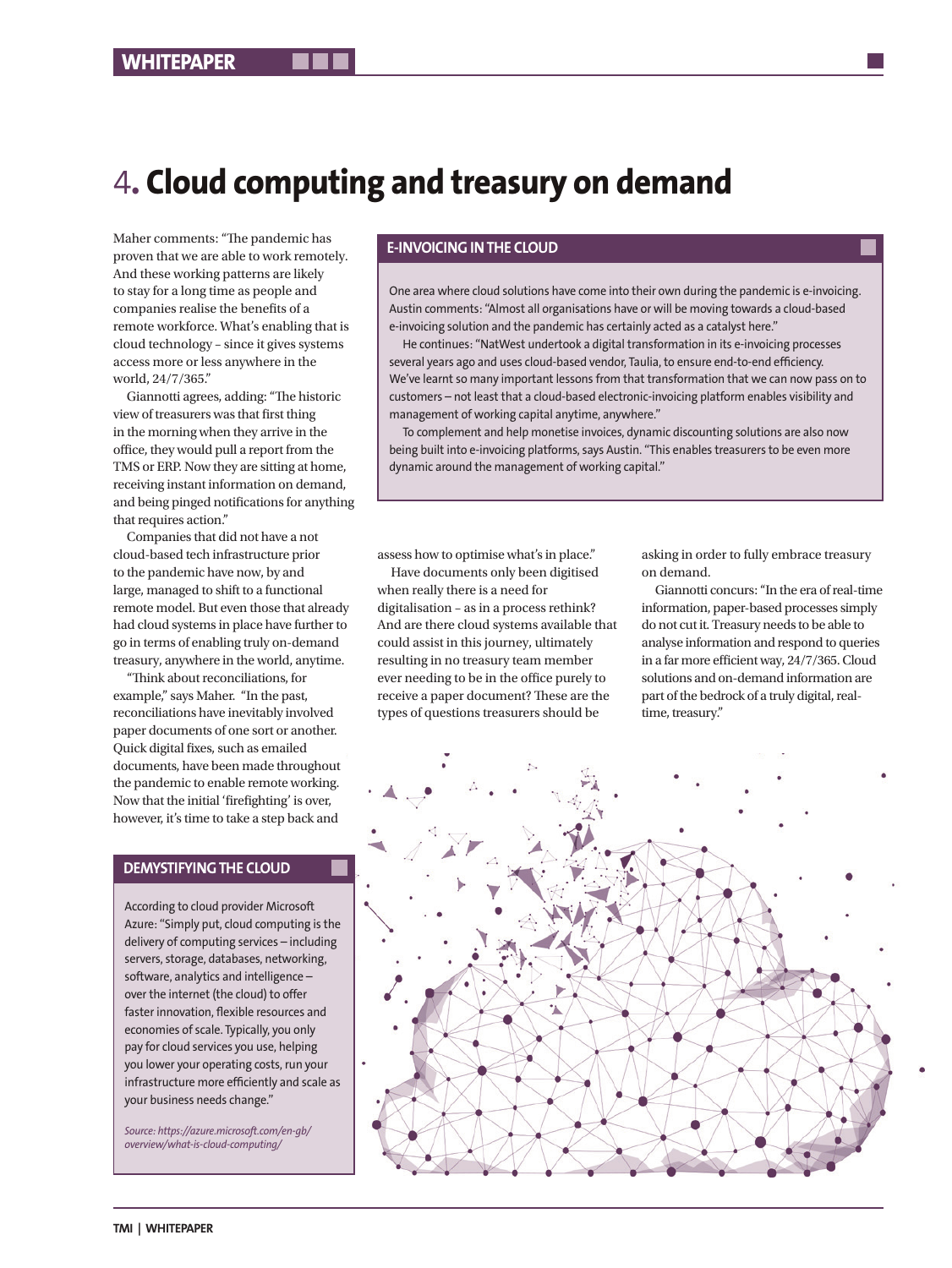# 4. Cloud computing and treasury on demand

Maher comments: "The pandemic has proven that we are able to work remotely. And these working patterns are likely to stay for a long time as people and companies realise the benefits of a remote workforce. What's enabling that is cloud technology – since it gives systems access more or less anywhere in the world, 24/7/365."

Giannotti agrees, adding: "The historic view of treasurers was that first thing in the morning when they arrive in the office, they would pull a report from the TMS or ERP. Now they are sitting at home, receiving instant information on demand, and being pinged notifications for anything that requires action."

Companies that did not have a not cloud-based tech infrastructure prior to the pandemic have now, by and large, managed to shift to a functional remote model. But even those that already had cloud systems in place have further to go in terms of enabling truly on-demand treasury, anywhere in the world, anytime.

"Think about reconciliations, for example," says Maher. "In the past, reconciliations have inevitably involved paper documents of one sort or another. Quick digital fixes, such as emailed documents, have been made throughout the pandemic to enable remote working. Now that the initial 'firefighting' is over, however, it's time to take a step back and assess how to optimise what's in place."

Have documents only been digitised when really there is a need for digitalisation – as in a process rethink? And are there cloud systems available that could assist in this journey, ultimately resulting in no treasury team member ever needing to be in the office purely to receive a paper document? These are the types of questions treasurers should be asking in order to fully embrace treasury on demand.

Giannotti concurs: "In the era of real-time information, paper-based processes simply do not cut it. Treasury needs to be able to analyse information and respond to queries in a far more efficient way, 24/7/365. Cloud solutions and on-demand information are part of the bedrock of a truly digital, real-time, treasury."

## E-INVOICING IN THE CLOUD

One area where cloud solutions have come into their own during the pandemic is e-invoicing. Austin comments: "Almost all organisations have or will be moving towards a cloud-based e-invoicing solution and the pandemic has certainly acted as a catalyst here."

He continues: "NatWest undertook a digital transformation in its e-invoicing processes several years ago and uses cloud-based vendor, Taulia, to ensure end-to-end efficiency. We've learnt so many important lessons from that transformation that we can now pass on to customers – not least that a cloud-based electronic-invoicing platform enables visibility and management of working capital anytime, anywhere."

To complement and help monetise invoices, dynamic discounting solutions are also now being built into e-invoicing platforms, says Austin. "This enables treasurers to be even more dynamic around the management of working capital."

## DEMYSTIFYING THE CLOUD

According to cloud provider Microsoft Azure: "Simply put, cloud computing is the delivery of computing services – including servers, storage, databases, networking, software, analytics and intelligence – over the internet (the cloud) to offer faster innovation, flexible resources and economies of scale. Typically, you only pay for cloud services you use, helping you lower your operating costs, run your infrastructure more efficiently and scale as your business needs change."

*Source: https://azure.microsoft.com/en-gb/overview/what-is-cloud-computing/*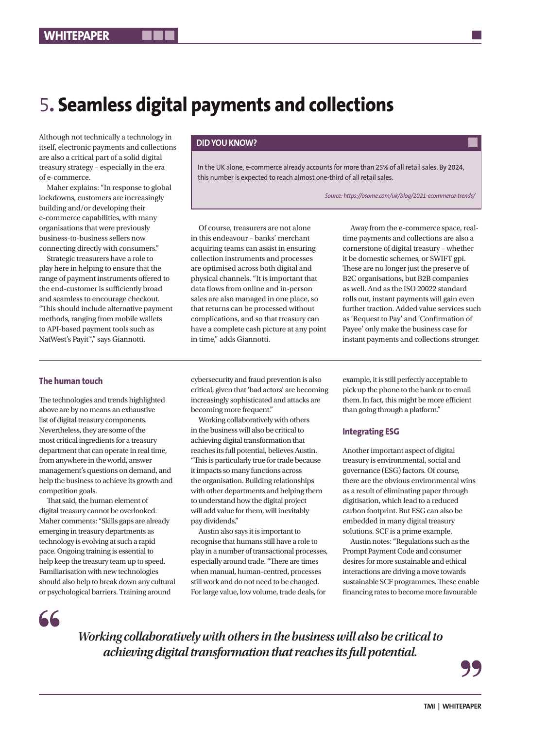# 5. Seamless digital payments and collections

Although not technically a technology in itself, electronic payments and collections are also a critical part of a solid digital treasury strategy – especially in the era of e-commerce.

Maher explains: "In response to global lockdowns, customers are increasingly building and/or developing their e-commerce capabilities, with many organisations that were previously business-to-business sellers now connecting directly with consumers."

Strategic treasurers have a role to play here in helping to ensure that the range of payment instruments offered to the end-customer is sufficiently broad and seamless to encourage checkout. "This should include alternative payment methods, ranging from mobile wallets to API-based payment tools such as NatWest's Payit™," says Giannotti.

> **DID YOU KNOW?**
>
> In the UK alone, e-commerce already accounts for more than 25% of all retail sales. By 2024, this number is expected to reach almost one-third of all retail sales.
>
> *Source: https://osome.com/uk/blog/2021-ecommerce-trends/*

Of course, treasurers are not alone in this endeavour – banks' merchant acquiring teams can assist in ensuring collection instruments and processes are optimised across both digital and physical channels. "It is important that data flows from online and in-person sales are also managed in one place, so that returns can be processed without complications, and so that treasury can have a complete cash picture at any point in time," adds Giannotti.

Away from the e-commerce space, real-time payments and collections are also a cornerstone of digital treasury – whether it be domestic schemes, or SWIFT gpi. These are no longer just the preserve of B2C organisations, but B2B companies as well. And as the ISO 20022 standard rolls out, instant payments will gain even further traction. Added value services such as 'Request to Pay' and 'Confirmation of Payee' only make the business case for instant payments and collections stronger.

### The human touch

The technologies and trends highlighted above are by no means an exhaustive list of digital treasury components. Nevertheless, they are some of the most critical ingredients for a treasury department that can operate in real time, from anywhere in the world, answer management's questions on demand, and help the business to achieve its growth and competition goals.

That said, the human element of digital treasury cannot be overlooked. Maher comments: "Skills gaps are already emerging in treasury departments as technology is evolving at such a rapid pace. Ongoing training is essential to help keep the treasury team up to speed. Familiarisation with new technologies should also help to break down any cultural or psychological barriers. Training around cybersecurity and fraud prevention is also critical, given that 'bad actors' are becoming increasingly sophisticated and attacks are becoming more frequent."

Working collaboratively with others in the business will also be critical to achieving digital transformation that reaches its full potential, believes Austin. "This is particularly true for trade because it impacts so many functions across the organisation. Building relationships with other departments and helping them to understand how the digital project will add value for them, will inevitably pay dividends."

Austin also says it is important to recognise that humans still have a role to play in a number of transactional processes, especially around trade. "There are times when manual, human-centred, processes still work and do not need to be changed. For large value, low volume, trade deals, for example, it is still perfectly acceptable to pick up the phone to the bank or to email them. In fact, this might be more efficient than going through a platform."

### Integrating ESG

Another important aspect of digital treasury is environmental, social and governance (ESG) factors. Of course, there are the obvious environmental wins as a result of eliminating paper through digitisation, which lead to a reduced carbon footprint. But ESG can also be embedded in many digital treasury solutions. SCF is a prime example.

Austin notes: "Regulations such as the Prompt Payment Code and consumer desires for more sustainable and ethical interactions are driving a move towards sustainable SCF programmes. These enable financing rates to become more favourable

> *Working collaboratively with others in the business will also be critical to achieving digital transformation that reaches its full potential.*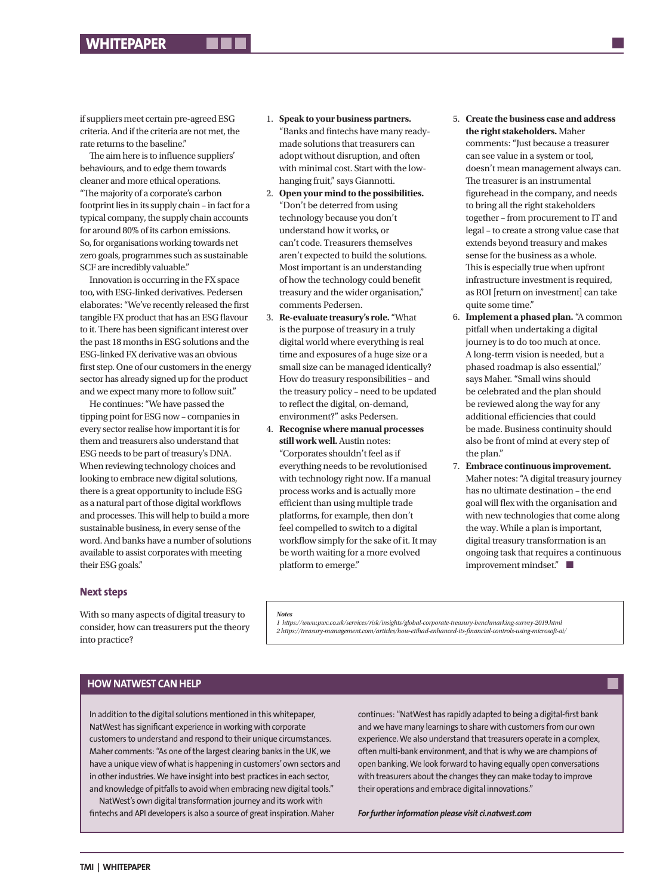if suppliers meet certain pre-agreed ESG criteria. And if the criteria are not met, the rate returns to the baseline."

The aim here is to influence suppliers' behaviours, and to edge them towards cleaner and more ethical operations. "The majority of a corporate's carbon footprint lies in its supply chain – in fact for a typical company, the supply chain accounts for around 80% of its carbon emissions. So, for organisations working towards net zero goals, programmes such as sustainable SCF are incredibly valuable."

Innovation is occurring in the FX space too, with ESG-linked derivatives. Pedersen elaborates: "We've recently released the first tangible FX product that has an ESG flavour to it. There has been significant interest over the past 18 months in ESG solutions and the ESG-linked FX derivative was an obvious first step. One of our customers in the energy sector has already signed up for the product and we expect many more to follow suit."

He continues: "We have passed the tipping point for ESG now – companies in every sector realise how important it is for them and treasurers also understand that ESG needs to be part of treasury's DNA. When reviewing technology choices and looking to embrace new digital solutions, there is a great opportunity to include ESG as a natural part of those digital workflows and processes. This will help to build a more sustainable business, in every sense of the word. And banks have a number of solutions available to assist corporates with meeting their ESG goals."

### Next steps

With so many aspects of digital treasury to consider, how can treasurers put the theory into practice?

1. **Speak to your business partners.** "Banks and fintechs have many ready-made solutions that treasurers can adopt without disruption, and often with minimal cost. Start with the low-hanging fruit," says Giannotti.
2. **Open your mind to the possibilities.** "Don't be deterred from using technology because you don't understand how it works, or can't code. Treasurers themselves aren't expected to build the solutions. Most important is an understanding of how the technology could benefit treasury and the wider organisation," comments Pedersen.
3. **Re-evaluate treasury's role.** "What is the purpose of treasury in a truly digital world where everything is real time and exposures of a huge size or a small size can be managed identically? How do treasury responsibilities – and the treasury policy – need to be updated to reflect the digital, on-demand, environment?" asks Pedersen.
4. **Recognise where manual processes still work well.** Austin notes: "Corporates shouldn't feel as if everything needs to be revolutionised with technology right now. If a manual process works and is actually more efficient than using multiple trade platforms, for example, then don't feel compelled to switch to a digital workflow simply for the sake of it. It may be worth waiting for a more evolved platform to emerge."
5. **Create the business case and address the right stakeholders.** Maher comments: "Just because a treasurer can see value in a system or tool, doesn't mean management always can. The treasurer is an instrumental figurehead in the company, and needs to bring all the right stakeholders together – from procurement to IT and legal – to create a strong value case that extends beyond treasury and makes sense for the business as a whole. This is especially true when upfront infrastructure investment is required, as ROI [return on investment] can take quite some time."
6. **Implement a phased plan.** "A common pitfall when undertaking a digital journey is to do too much at once. A long-term vision is needed, but a phased roadmap is also essential," says Maher. "Small wins should be celebrated and the plan should be reviewed along the way for any additional efficiencies that could be made. Business continuity should also be front of mind at every step of the plan."
7. **Embrace continuous improvement.** Maher notes: "A digital treasury journey has no ultimate destination – the end goal will flex with the organisation and with new technologies that come along the way. While a plan is important, digital treasury transformation is an ongoing task that requires a continuous improvement mindset." ■

***Notes***

*1 https://www.pwc.co.uk/services/risk/insights/global-corporate-treasury-benchmarking-survey-2019.html*
*2 https://treasury-management.com/articles/how-etihad-enhanced-its-financial-controls-using-microsoft-ai/*

## HOW NATWEST CAN HELP

In addition to the digital solutions mentioned in this whitepaper, NatWest has significant experience in working with corporate customers to understand and respond to their unique circumstances. Maher comments: "As one of the largest clearing banks in the UK, we have a unique view of what is happening in customers' own sectors and in other industries. We have insight into best practices in each sector, and knowledge of pitfalls to avoid when embracing new digital tools."

NatWest's own digital transformation journey and its work with fintechs and API developers is also a source of great inspiration. Maher continues: "NatWest has rapidly adapted to being a digital-first bank and we have many learnings to share with customers from our own experience. We also understand that treasurers operate in a complex, often multi-bank environment, and that is why we are champions of open banking. We look forward to having equally open conversations with treasurers about the changes they can make today to improve their operations and embrace digital innovations."

***For further information please visit ci.natwest.com***